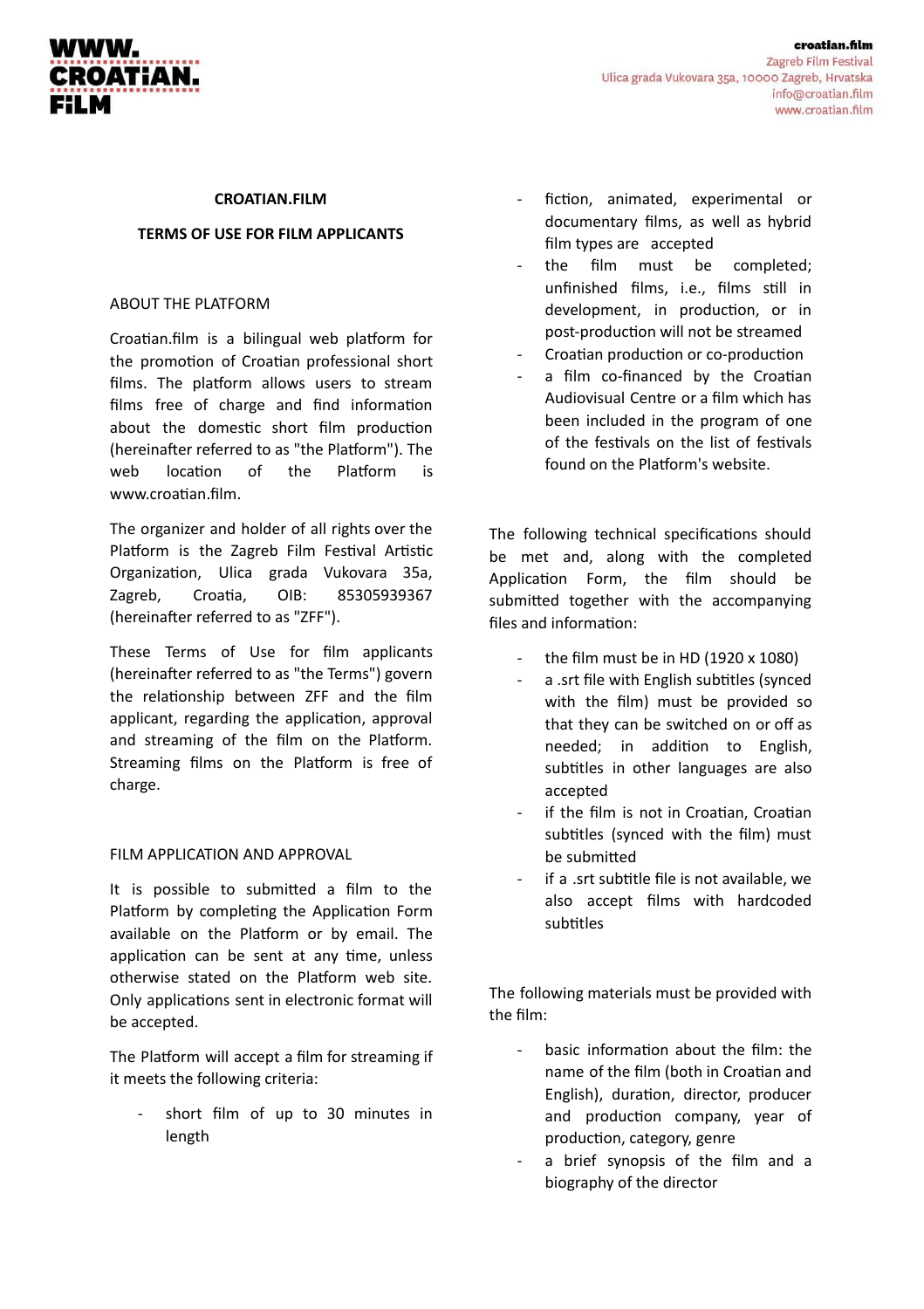# CROATIAN.FILM

## TERMS OF USE FOR FILM APPLICANTS

### ABOUT THE PLATFORM

Croatian.film is a bilingual web platform for the promotion of Croatian professional short films. The platform allows users to stream films free of charge and find information about the domestic short film production (hereinafter referred to as "the Platform"). The web location of the Platform is www.croatian.film.

The organizer and holder of all rights over the Platform is the Zagreb Film Festival Artistic Organization, Ulica grada Vukovara 35a, Zagreb, Croatia, OIB: 85305939367 (hereinafter referred to as "ZFF").

These Terms of Use for film applicants (hereinafter referred to as "the Terms") govern the relationship between ZFF and the film applicant, regarding the application, approval and streaming of the film on the Platform. Streaming films on the Platform is free of charge.

### FILM APPLICATION AND APPROVAL

It is possible to submitted a film to the Platform by completing the Application Form available on the Platform or by email. The application can be sent at any time, unless otherwise stated on the Platform web site. Only applications sent in electronic format will be accepted.

The Platform will accept a film for streaming if it meets the following criteria:

- short film of up to 30 minutes in length
- fiction, animated, experimental or documentary films, as well as hybrid film types are accepted
- the film must be completed; unfinished films, i.e., films still in development, in production, or in post-production will not be streamed
- Croatian production or co-production
- a film co-financed by the Croatian Audiovisual Centre or a film which has been included in the program of one of the festivals on the list of festivals found on the Platform's website.

The following technical specifications should be met and, along with the completed Application Form, the film should be submitted together with the accompanying files and information:

- the film must be in HD (1920 x 1080)
- a .srt file with English subtitles (synced with the film) must be provided so that they can be switched on or off as needed; in addition to English, subtitles in other languages are also accepted
- if the film is not in Croatian, Croatian subtitles (synced with the film) must be submitted
- if a .srt subtitle file is not available, we also accept films with hardcoded subtitles

The following materials must be provided with the film:

- basic information about the film: the name of the film (both in Croatian and English), duration, director, producer and production company, year of production, category, genre
- a brief synopsis of the film and a biography of the director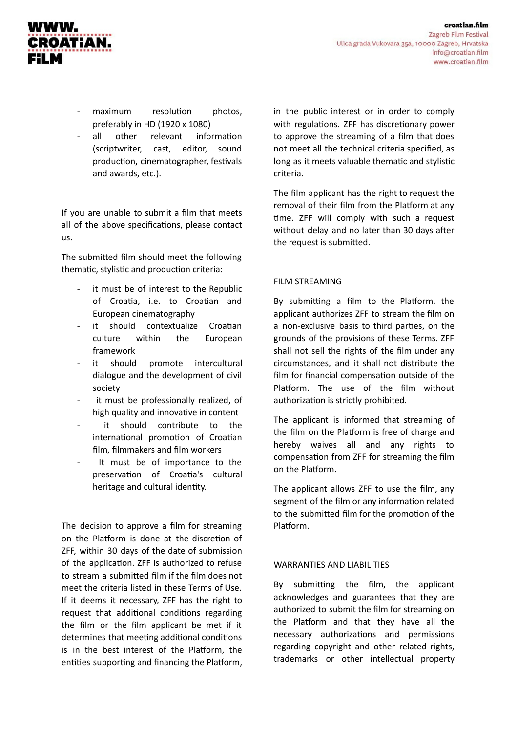- maximum resolution photos, preferably in HD (1920 x 1080)
- all other relevant information (scriptwriter, cast, editor, sound production, cinematographer, festivals and awards, etc.).

If you are unable to submit a film that meets all of the above specifications, please contact us.

The submitted film should meet the following thematic, stylistic and production criteria:

- it must be of interest to the Republic of Croatia, i.e. to Croatian and European cinematography
- it should contextualize Croatian culture within the European framework
- it should promote intercultural dialogue and the development of civil society
- it must be professionally realized, of high quality and innovative in content
- it should contribute to the international promotion of Croatian film, filmmakers and film workers
- It must be of importance to the preservation of Croatia's cultural heritage and cultural identity.

The decision to approve a film for streaming on the Platform is done at the discretion of ZFF, within 30 days of the date of submission of the application. ZFF is authorized to refuse to stream a submitted film if the film does not meet the criteria listed in these Terms of Use. If it deems it necessary, ZFF has the right to request that additional conditions regarding the film or the film applicant be met if it determines that meeting additional conditions is in the best interest of the Platform, the entities supporting and financing the Platform, in the public interest or in order to comply with regulations. ZFF has discretionary power to approve the streaming of a film that does not meet all the technical criteria specified, as long as it meets valuable thematic and stylistic criteria.

The film applicant has the right to request the removal of their film from the Platform at any time. ZFF will comply with such a request without delay and no later than 30 days after the request is submitted.

## FILM STREAMING

By submitting a film to the Platform, the applicant authorizes ZFF to stream the film on a non-exclusive basis to third parties, on the grounds of the provisions of these Terms. ZFF shall not sell the rights of the film under any circumstances, and it shall not distribute the film for financial compensation outside of the Platform. The use of the film without authorization is strictly prohibited.

The applicant is informed that streaming of the film on the Platform is free of charge and hereby waives all and any rights to compensation from ZFF for streaming the film on the Platform.

The applicant allows ZFF to use the film, any segment of the film or any information related to the submitted film for the promotion of the Platform.

## WARRANTIES AND LIABILITIES

By submitting the film, the applicant acknowledges and guarantees that they are authorized to submit the film for streaming on the Platform and that they have all the necessary authorizations and permissions regarding copyright and other related rights, trademarks or other intellectual property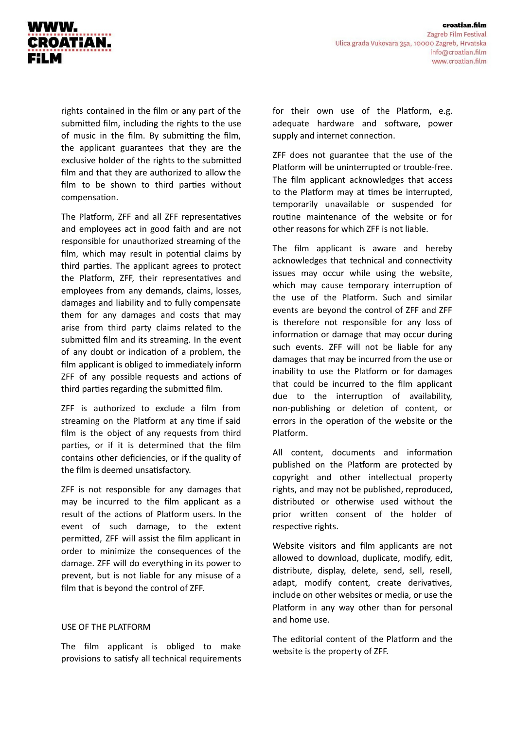rights contained in the film or any part of the submitted film, including the rights to the use of music in the film. By submitting the film, the applicant guarantees that they are the exclusive holder of the rights to the submitted film and that they are authorized to allow the film to be shown to third parties without compensation.

The Platform, ZFF and all ZFF representatives and employees act in good faith and are not responsible for unauthorized streaming of the film, which may result in potential claims by third parties. The applicant agrees to protect the Platform, ZFF, their representatives and employees from any demands, claims, losses, damages and liability and to fully compensate them for any damages and costs that may arise from third party claims related to the submitted film and its streaming. In the event of any doubt or indication of a problem, the film applicant is obliged to immediately inform ZFF of any possible requests and actions of third parties regarding the submitted film.

ZFF is authorized to exclude a film from streaming on the Platform at any time if said film is the object of any requests from third parties, or if it is determined that the film contains other deficiencies, or if the quality of the film is deemed unsatisfactory.

ZFF is not responsible for any damages that may be incurred to the film applicant as a result of the actions of Platform users. In the event of such damage, to the extent permitted, ZFF will assist the film applicant in order to minimize the consequences of the damage. ZFF will do everything in its power to prevent, but is not liable for any misuse of a film that is beyond the control of ZFF.

## USE OF THE PLATFORM

The film applicant is obliged to make provisions to satisfy all technical requirements for their own use of the Platform, e.g. adequate hardware and software, power supply and internet connection.

ZFF does not guarantee that the use of the Platform will be uninterrupted or trouble-free. The film applicant acknowledges that access to the Platform may at times be interrupted, temporarily unavailable or suspended for routine maintenance of the website or for other reasons for which ZFF is not liable.

The film applicant is aware and hereby acknowledges that technical and connectivity issues may occur while using the website, which may cause temporary interruption of the use of the Platform. Such and similar events are beyond the control of ZFF and ZFF is therefore not responsible for any loss of information or damage that may occur during such events. ZFF will not be liable for any damages that may be incurred from the use or inability to use the Platform or for damages that could be incurred to the film applicant due to the interruption of availability, non-publishing or deletion of content, or errors in the operation of the website or the Platform.

All content, documents and information published on the Platform are protected by copyright and other intellectual property rights, and may not be published, reproduced, distributed or otherwise used without the prior written consent of the holder of respective rights.

Website visitors and film applicants are not allowed to download, duplicate, modify, edit, distribute, display, delete, send, sell, resell, adapt, modify content, create derivatives, include on other websites or media, or use the Platform in any way other than for personal and home use.

The editorial content of the Platform and the website is the property of ZFF.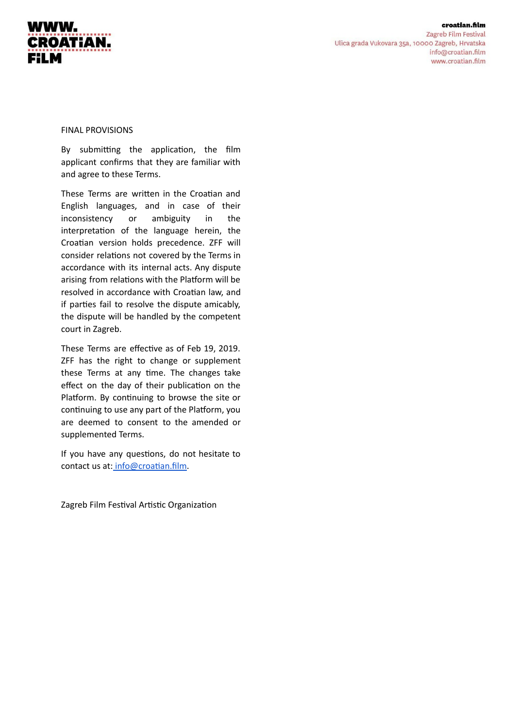## FINAL PROVISIONS

By submitting the application, the film applicant confirms that they are familiar with and agree to these Terms.

These Terms are written in the Croatian and English languages, and in case of their inconsistency or ambiguity in the interpretation of the language herein, the Croatian version holds precedence. ZFF will consider relations not covered by the Terms in accordance with its internal acts. Any dispute arising from relations with the Platform will be resolved in accordance with Croatian law, and if parties fail to resolve the dispute amicably, the dispute will be handled by the competent court in Zagreb.

These Terms are effective as of Feb 19, 2019. ZFF has the right to change or supplement these Terms at any time. The changes take effect on the day of their publication on the Platform. By continuing to browse the site or continuing to use any part of the Platform, you are deemed to consent to the amended or supplemented Terms.

If you have any questions, do not hesitate to contact us at: info@croatian.film.

Zagreb Film Festival Artistic Organization